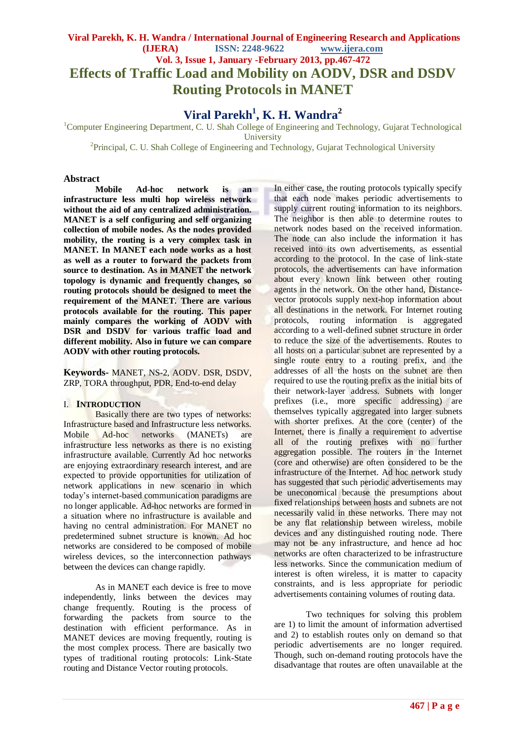# Effects of Traffic Load and Mobility on AODV, DSR and DSDV Routing Protocols in MANET

## Viral Parekh[1], K. H. Wandra[2]

[1]Computer Engineering Department, C. U. Shah College of Engineering and Technology, Gujarat Technological University

[2]Principal, C. U. Shah College of Engineering and Technology, Gujarat Technological University

### Abstract

**Mobile Ad-hoc network is an infrastructure less multi hop wireless network without the aid of any centralized administration. MANET is a self configuring and self organizing collection of mobile nodes. As the nodes provided mobility, the routing is a very complex task in MANET. In MANET each node works as a host as well as a router to forward the packets from source to destination. As in MANET the network topology is dynamic and frequently changes, so routing protocols should be designed to meet the requirement of the MANET. There are various protocols available for the routing. This paper mainly compares the working of AODV with DSR and DSDV for various traffic load and different mobility. Also in future we can compare AODV with other routing protocols.**

**Keywords-** MANET, NS-2, AODV. DSR, DSDV, ZRP, TORA throughput, PDR, End-to-end delay

### I. INTRODUCTION

Basically there are two types of networks: Infrastructure based and Infrastructure less networks. Mobile Ad-hoc networks (MANETs) are infrastructure less networks as there is no existing infrastructure available. Currently Ad hoc networks are enjoying extraordinary research interest, and are expected to provide opportunities for utilization of network applications in new scenario in which today's internet-based communication paradigms are no longer applicable. Ad-hoc networks are formed in a situation where no infrastructure is available and having no central administration. For MANET no predetermined subnet structure is known. Ad hoc networks are considered to be composed of mobile wireless devices, so the interconnection pathways between the devices can change rapidly.

As in MANET each device is free to move independently, links between the devices may change frequently. Routing is the process of forwarding the packets from source to the destination with efficient performance. As in MANET devices are moving frequently, routing is the most complex process. There are basically two types of traditional routing protocols: Link-State routing and Distance Vector routing protocols.

In either case, the routing protocols typically specify that each node makes periodic advertisements to supply current routing information to its neighbors. The neighbor is then able to determine routes to network nodes based on the received information. The node can also include the information it has received into its own advertisements, as essential according to the protocol. In the case of link-state protocols, the advertisements can have information about every known link between other routing agents in the network. On the other hand, Distance-vector protocols supply next-hop information about all destinations in the network. For Internet routing protocols, routing information is aggregated according to a well-defined subnet structure in order to reduce the size of the advertisements. Routes to all hosts on a particular subnet are represented by a single route entry to a routing prefix, and the addresses of all the hosts on the subnet are then required to use the routing prefix as the initial bits of their network-layer address. Subnets with longer prefixes (i.e., more specific addressing) are themselves typically aggregated into larger subnets with shorter prefixes. At the core (center) of the Internet, there is finally a requirement to advertise all of the routing prefixes with no further aggregation possible. The routers in the Internet (core and otherwise) are often considered to be the infrastructure of the Internet. Ad hoc network study has suggested that such periodic advertisements may be uneconomical because the presumptions about fixed relationships between hosts and subnets are not necessarily valid in these networks. There may not be any flat relationship between wireless, mobile devices and any distinguished routing node. There may not be any infrastructure, and hence ad hoc networks are often characterized to be infrastructure less networks. Since the communication medium of interest is often wireless, it is matter to capacity constraints, and is less appropriate for periodic advertisements containing volumes of routing data.

Two techniques for solving this problem are 1) to limit the amount of information advertised and 2) to establish routes only on demand so that periodic advertisements are no longer required. Though, such on-demand routing protocols have the disadvantage that routes are often unavailable at the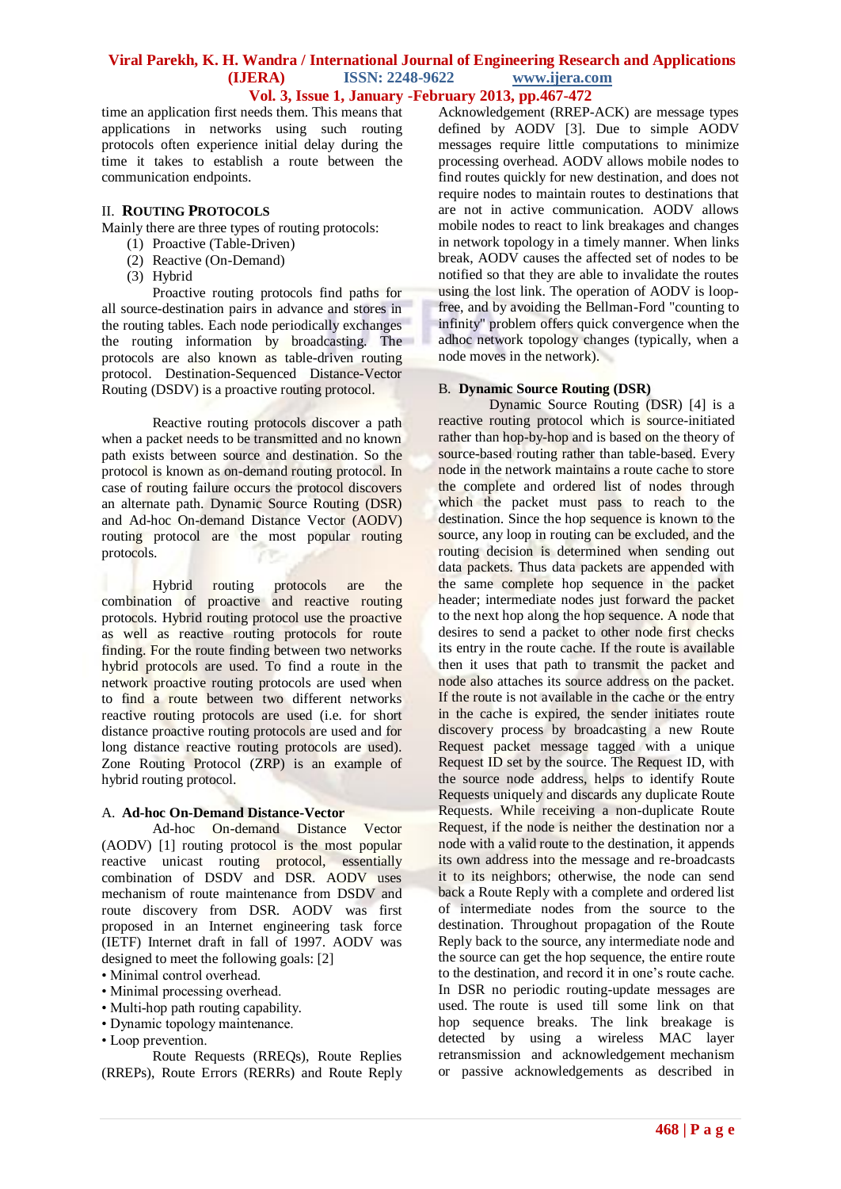time an application first needs them. This means that applications in networks using such routing protocols often experience initial delay during the time it takes to establish a route between the communication endpoints.

## II. Routing Protocols

Mainly there are three types of routing protocols:

(1) Proactive (Table-Driven)
(2) Reactive (On-Demand)
(3) Hybrid

Proactive routing protocols find paths for all source-destination pairs in advance and stores in the routing tables. Each node periodically exchanges the routing information by broadcasting. The protocols are also known as table-driven routing protocol. Destination-Sequenced Distance-Vector Routing (DSDV) is a proactive routing protocol.

Reactive routing protocols discover a path when a packet needs to be transmitted and no known path exists between source and destination. So the protocol is known as on-demand routing protocol. In case of routing failure occurs the protocol discovers an alternate path. Dynamic Source Routing (DSR) and Ad-hoc On-demand Distance Vector (AODV) routing protocol are the most popular routing protocols.

Hybrid routing protocols are the combination of proactive and reactive routing protocols. Hybrid routing protocol use the proactive as well as reactive routing protocols for route finding. For the route finding between two networks hybrid protocols are used. To find a route in the network proactive routing protocols are used when to find a route between two different networks reactive routing protocols are used (i.e. for short distance proactive routing protocols are used and for long distance reactive routing protocols are used). Zone Routing Protocol (ZRP) is an example of hybrid routing protocol.

### A. Ad-hoc On-Demand Distance-Vector

Ad-hoc On-demand Distance Vector (AODV) [1] routing protocol is the most popular reactive unicast routing protocol, essentially combination of DSDV and DSR. AODV uses mechanism of route maintenance from DSDV and route discovery from DSR. AODV was first proposed in an Internet engineering task force (IETF) Internet draft in fall of 1997. AODV was designed to meet the following goals: [2]

- Minimal control overhead.
- Minimal processing overhead.
- Multi-hop path routing capability.
- Dynamic topology maintenance.
- Loop prevention.

Route Requests (RREQs), Route Replies (RREPs), Route Errors (RERRs) and Route Reply Acknowledgement (RREP-ACK) are message types defined by AODV [3]. Due to simple AODV messages require little computations to minimize processing overhead. AODV allows mobile nodes to find routes quickly for new destination, and does not require nodes to maintain routes to destinations that are not in active communication. AODV allows mobile nodes to react to link breakages and changes in network topology in a timely manner. When links break, AODV causes the affected set of nodes to be notified so that they are able to invalidate the routes using the lost link. The operation of AODV is loop-free, and by avoiding the Bellman-Ford "counting to infinity" problem offers quick convergence when the adhoc network topology changes (typically, when a node moves in the network).

### B. Dynamic Source Routing (DSR)

Dynamic Source Routing (DSR) [4] is a reactive routing protocol which is source-initiated rather than hop-by-hop and is based on the theory of source-based routing rather than table-based. Every node in the network maintains a route cache to store the complete and ordered list of nodes through which the packet must pass to reach to the destination. Since the hop sequence is known to the source, any loop in routing can be excluded, and the routing decision is determined when sending out data packets. Thus data packets are appended with the same complete hop sequence in the packet header; intermediate nodes just forward the packet to the next hop along the hop sequence. A node that desires to send a packet to other node first checks its entry in the route cache. If the route is available then it uses that path to transmit the packet and node also attaches its source address on the packet. If the route is not available in the cache or the entry in the cache is expired, the sender initiates route discovery process by broadcasting a new Route Request packet message tagged with a unique Request ID set by the source. The Request ID, with the source node address, helps to identify Route Requests uniquely and discards any duplicate Route Requests. While receiving a non-duplicate Route Request, if the node is neither the destination nor a node with a valid route to the destination, it appends its own address into the message and re-broadcasts it to its neighbors; otherwise, the node can send back a Route Reply with a complete and ordered list of intermediate nodes from the source to the destination. Throughout propagation of the Route Reply back to the source, any intermediate node and the source can get the hop sequence, the entire route to the destination, and record it in one's route cache. In DSR no periodic routing-update messages are used. The route is used till some link on that hop sequence breaks. The link breakage is detected by using a wireless MAC layer retransmission and acknowledgement mechanism or passive acknowledgements as described in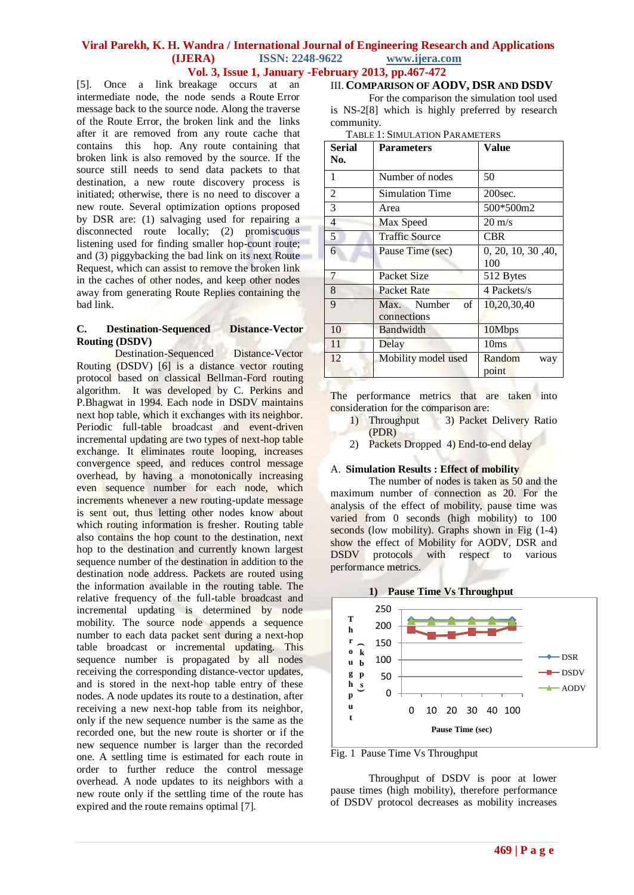[5]. Once a link breakage occurs at an intermediate node, the node sends a Route Error message back to the source node. Along the traverse of the Route Error, the broken link and the links after it are removed from any route cache that contains this hop. Any route containing that broken link is also removed by the source. If the source still needs to send data packets to that destination, a new route discovery process is initiated; otherwise, there is no need to discover a new route. Several optimization options proposed by DSR are: (1) salvaging used for repairing a disconnected route locally; (2) promiscuous listening used for finding smaller hop-count route; and (3) piggybacking the bad link on its next Route Request, which can assist to remove the broken link in the caches of other nodes, and keep other nodes away from generating Route Replies containing the bad link.

### C. Destination-Sequenced Distance-Vector Routing (DSDV)

Destination-Sequenced Distance-Vector Routing (DSDV) [6] is a distance vector routing protocol based on classical Bellman-Ford routing algorithm. It was developed by C. Perkins and P.Bhagwat in 1994. Each node in DSDV maintains next hop table, which it exchanges with its neighbor. Periodic full-table broadcast and event-driven incremental updating are two types of next-hop table exchange. It eliminates route looping, increases convergence speed, and reduces control message overhead, by having a monotonically increasing even sequence number for each node, which increments whenever a new routing-update message is sent out, thus letting other nodes know about which routing information is fresher. Routing table also contains the hop count to the destination, next hop to the destination and currently known largest sequence number of the destination in addition to the destination node address. Packets are routed using the information available in the routing table. The relative frequency of the full-table broadcast and incremental updating is determined by node mobility. The source node appends a sequence number to each data packet sent during a next-hop table broadcast or incremental updating. This sequence number is propagated by all nodes receiving the corresponding distance-vector updates, and is stored in the next-hop table entry of these nodes. A node updates its route to a destination, after receiving a new next-hop table from its neighbor, only if the new sequence number is the same as the recorded one, but the new route is shorter or if the new sequence number is larger than the recorded one. A settling time is estimated for each route in order to further reduce the control message overhead. A node updates to its neighbors with a new route only if the settling time of the route has expired and the route remains optimal [7].

## III. Comparison of AODV, DSR and DSDV

For the comparison the simulation tool used is NS-2[8] which is highly preferred by research community.

TABLE 1: SIMULATION PARAMETERS

| Serial No. | Parameters | Value |
|---|---|---|
| 1 | Number of nodes | 50 |
| 2 | Simulation Time | 200sec. |
| 3 | Area | 500*500m2 |
| 4 | Max Speed | 20 m/s |
| 5 | Traffic Source | CBR |
| 6 | Pause Time (sec) | 0, 20, 10, 30 ,40, 100 |
| 7 | Packet Size | 512 Bytes |
| 8 | Packet Rate | 4 Packets/s |
| 9 | Max. Number of connections | 10,20,30,40 |
| 10 | Bandwidth | 10Mbps |
| 11 | Delay | 10ms |
| 12 | Mobility model used | Random way point |

The performance metrics that are taken into consideration for the comparison are:

1) Throughput 3) Packet Delivery Ratio (PDR)
2) Packets Dropped 4) End-to-end delay

### A. Simulation Results : Effect of mobility

The number of nodes is taken as 50 and the maximum number of connection as 20. For the analysis of the effect of mobility, pause time was varied from 0 seconds (high mobility) to 100 seconds (low mobility). Graphs shown in Fig (1-4) show the effect of Mobility for AODV, DSR and DSDV protocols with respect to various performance metrics.

**1) Pause Time Vs Throughput**

Fig. 1 Pause Time Vs Throughput

Throughput of DSDV is poor at lower pause times (high mobility), therefore performance of DSDV protocol decreases as mobility increases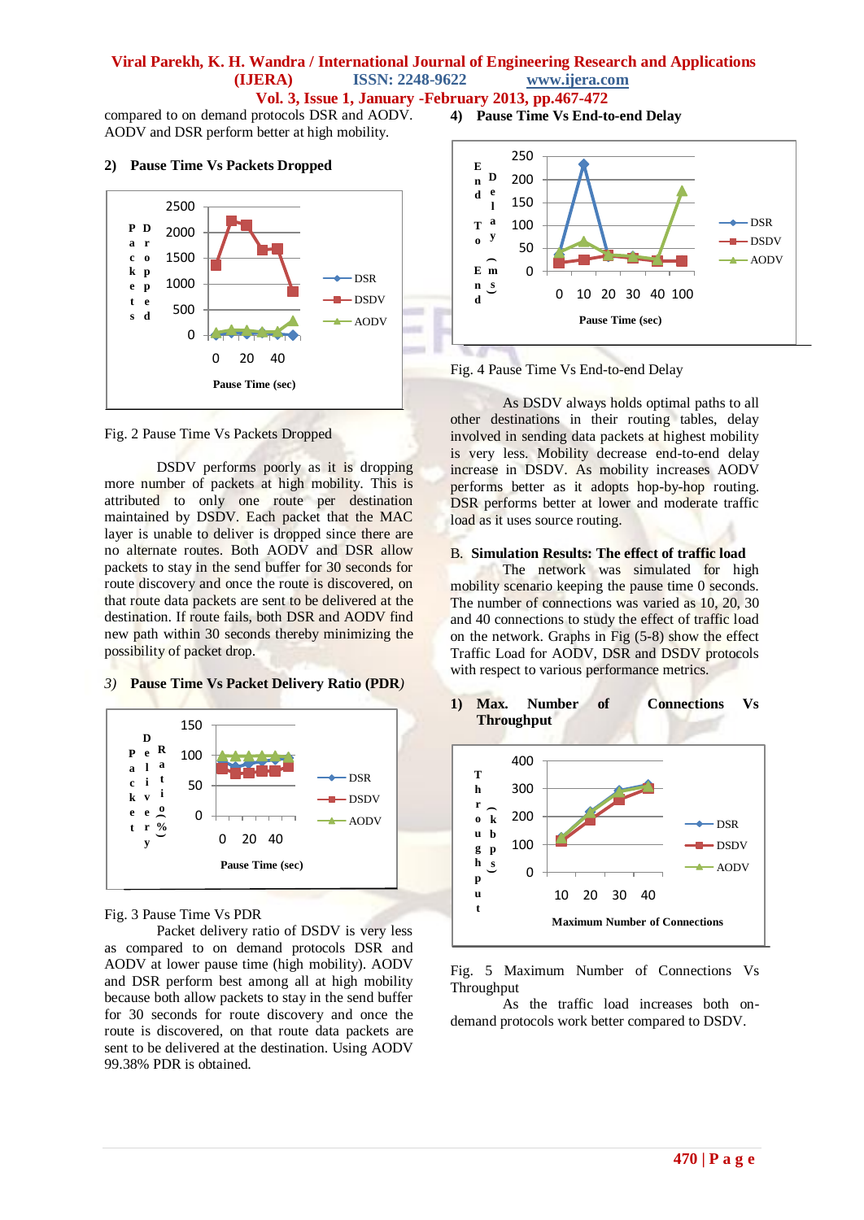compared to on demand protocols DSR and AODV. AODV and DSR perform better at high mobility.

### 2) Pause Time Vs Packets Dropped

Fig. 2 Pause Time Vs Packets Dropped

DSDV performs poorly as it is dropping more number of packets at high mobility. This is attributed to only one route per destination maintained by DSDV. Each packet that the MAC layer is unable to deliver is dropped since there are no alternate routes. Both AODV and DSR allow packets to stay in the send buffer for 30 seconds for route discovery and once the route is discovered, on that route data packets are sent to be delivered at the destination. If route fails, both DSR and AODV find new path within 30 seconds thereby minimizing the possibility of packet drop.

### *3)* Pause Time Vs Packet Delivery Ratio (PDR*)*

Fig. 3 Pause Time Vs PDR

Packet delivery ratio of DSDV is very less as compared to on demand protocols DSR and AODV at lower pause time (high mobility). AODV and DSR perform best among all at high mobility because both allow packets to stay in the send buffer for 30 seconds for route discovery and once the route is discovered, on that route data packets are sent to be delivered at the destination. Using AODV 99.38% PDR is obtained.

### 4) Pause Time Vs End-to-end Delay

Fig. 4 Pause Time Vs End-to-end Delay

As DSDV always holds optimal paths to all other destinations in their routing tables, delay involved in sending data packets at highest mobility is very less. Mobility decrease end-to-end delay increase in DSDV. As mobility increases AODV performs better as it adopts hop-by-hop routing. DSR performs better at lower and moderate traffic load as it uses source routing.

## B. Simulation Results: The effect of traffic load

The network was simulated for high mobility scenario keeping the pause time 0 seconds. The number of connections was varied as 10, 20, 30 and 40 connections to study the effect of traffic load on the network. Graphs in Fig (5-8) show the effect Traffic Load for AODV, DSR and DSDV protocols with respect to various performance metrics.

### 1) Max. Number of Connections Vs Throughput

Fig. 5 Maximum Number of Connections Vs Throughput

As the traffic load increases both on-demand protocols work better compared to DSDV.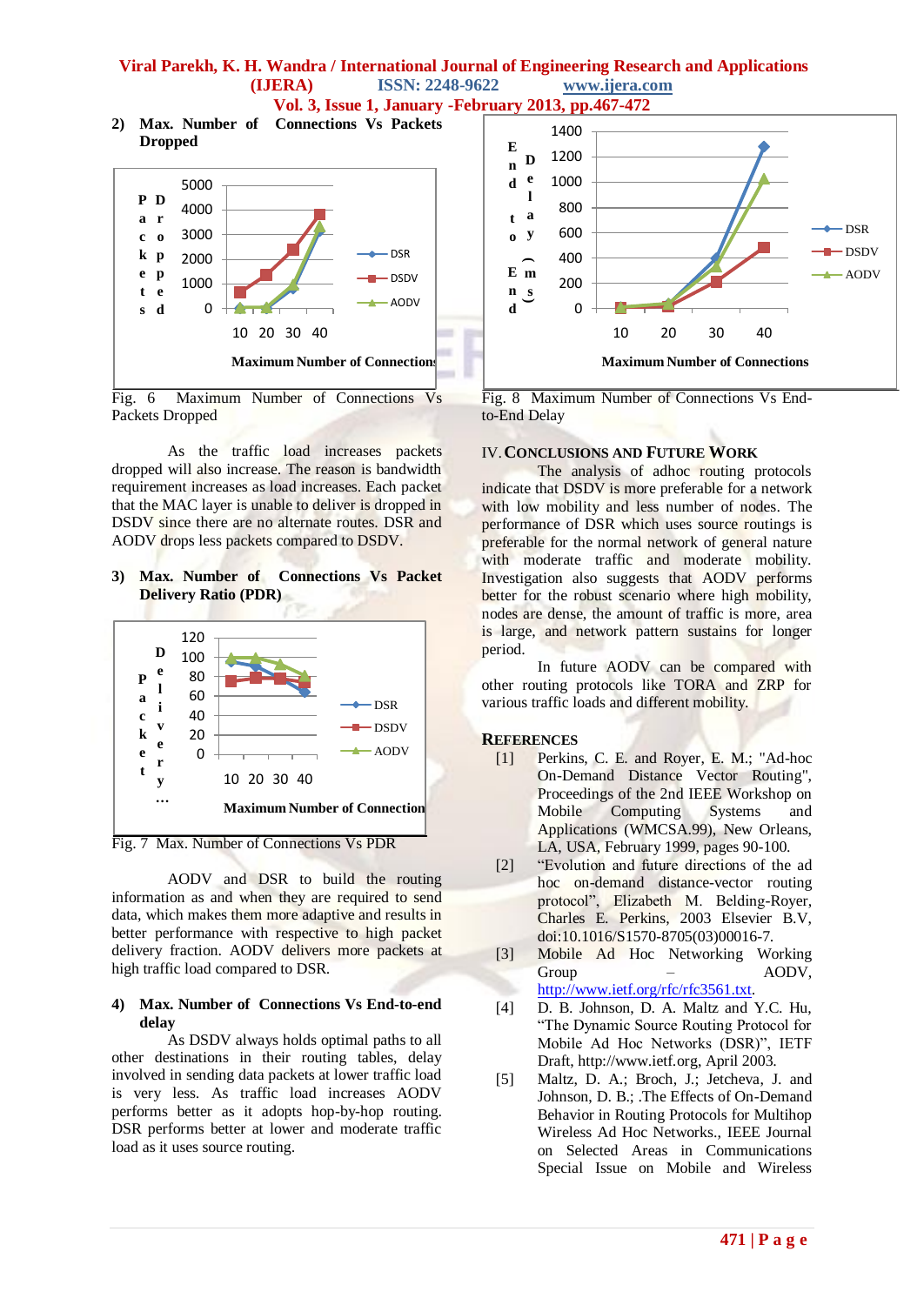**2) Max. Number of Connections Vs Packets Dropped**

Fig. 6 Maximum Number of Connections Vs Packets Dropped

As the traffic load increases packets dropped will also increase. The reason is bandwidth requirement increases as load increases. Each packet that the MAC layer is unable to deliver is dropped in DSDV since there are no alternate routes. DSR and AODV drops less packets compared to DSDV.

**3) Max. Number of Connections Vs Packet Delivery Ratio (PDR)**

Fig. 7 Max. Number of Connections Vs PDR

AODV and DSR to build the routing information as and when they are required to send data, which makes them more adaptive and results in better performance with respective to high packet delivery fraction. AODV delivers more packets at high traffic load compared to DSR.

**4) Max. Number of Connections Vs End-to-end delay**

As DSDV always holds optimal paths to all other destinations in their routing tables, delay involved in sending data packets at lower traffic load is very less. As traffic load increases AODV performs better as it adopts hop-by-hop routing. DSR performs better at lower and moderate traffic load as it uses source routing.

Fig. 8 Maximum Number of Connections Vs End-to-End Delay

## IV. Conclusions and Future Work

The analysis of adhoc routing protocols indicate that DSDV is more preferable for a network with low mobility and less number of nodes. The performance of DSR which uses source routings is preferable for the normal network of general nature with moderate traffic and moderate mobility. Investigation also suggests that AODV performs better for the robust scenario where high mobility, nodes are dense, the amount of traffic is more, area is large, and network pattern sustains for longer period.

In future AODV can be compared with other routing protocols like TORA and ZRP for various traffic loads and different mobility.

## References

[1] Perkins, C. E. and Royer, E. M.; "Ad-hoc On-Demand Distance Vector Routing", Proceedings of the 2nd IEEE Workshop on Mobile Computing Systems and Applications (WMCSA.99), New Orleans, LA, USA, February 1999, pages 90-100.

[2] "Evolution and future directions of the ad hoc on-demand distance-vector routing protocol", Elizabeth M. Belding-Royer, Charles E. Perkins, 2003 Elsevier B.V, doi:10.1016/S1570-8705(03)00016-7.

[3] Mobile Ad Hoc Networking Working Group – AODV, http://www.ietf.org/rfc/rfc3561.txt.

[4] D. B. Johnson, D. A. Maltz and Y.C. Hu, "The Dynamic Source Routing Protocol for Mobile Ad Hoc Networks (DSR)", IETF Draft, http://www.ietf.org, April 2003.

[5] Maltz, D. A.; Broch, J.; Jetcheva, J. and Johnson, D. B.; .The Effects of On-Demand Behavior in Routing Protocols for Multihop Wireless Ad Hoc Networks., IEEE Journal on Selected Areas in Communications Special Issue on Mobile and Wireless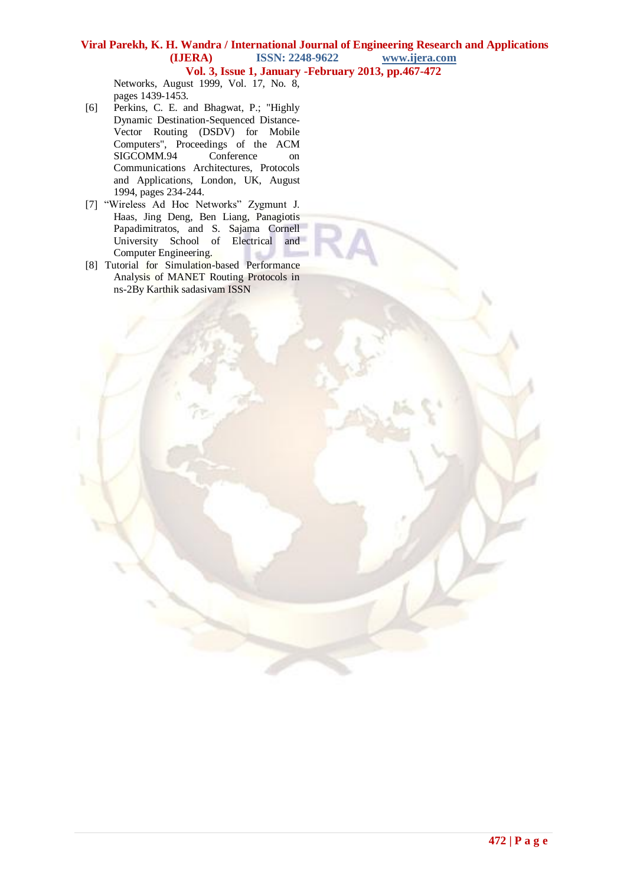Networks, August 1999, Vol. 17, No. 8, pages 1439-1453.

[6] Perkins, C. E. and Bhagwat, P.; "Highly Dynamic Destination-Sequenced Distance-Vector Routing (DSDV) for Mobile Computers", Proceedings of the ACM SIGCOMM.94 Conference on Communications Architectures, Protocols and Applications, London, UK, August 1994, pages 234-244.

[7] "Wireless Ad Hoc Networks" Zygmunt J. Haas, Jing Deng, Ben Liang, Panagiotis Papadimitratos, and S. Sajama Cornell University School of Electrical and Computer Engineering.

[8] Tutorial for Simulation-based Performance Analysis of MANET Routing Protocols in ns-2By Karthik sadasivam ISSN